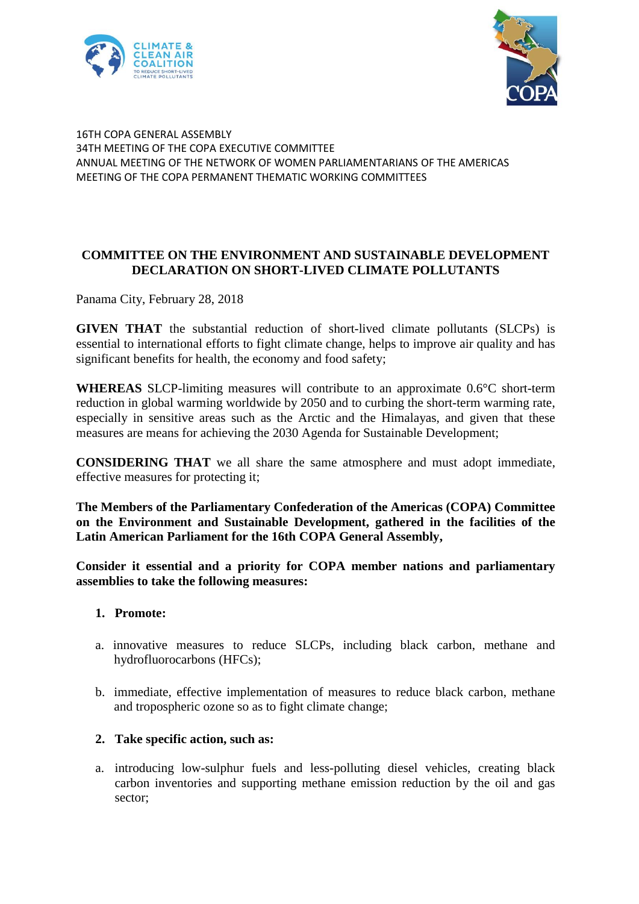16TH COPA GENERAL ASSEMBLY
34TH MEETING OF THE COPA EXECUTIVE COMMITTEE
ANNUAL MEETING OF THE NETWORK OF WOMEN PARLIAMENTARIANS OF THE AMERICAS
MEETING OF THE COPA PERMANENT THEMATIC WORKING COMMITTEES

## COMMITTEE ON THE ENVIRONMENT AND SUSTAINABLE DEVELOPMENT DECLARATION ON SHORT-LIVED CLIMATE POLLUTANTS

Panama City, February 28, 2018

**GIVEN THAT** the substantial reduction of short-lived climate pollutants (SLCPs) is essential to international efforts to fight climate change, helps to improve air quality and has significant benefits for health, the economy and food safety;

**WHEREAS** SLCP-limiting measures will contribute to an approximate 0.6°C short-term reduction in global warming worldwide by 2050 and to curbing the short-term warming rate, especially in sensitive areas such as the Arctic and the Himalayas, and given that these measures are means for achieving the 2030 Agenda for Sustainable Development;

**CONSIDERING THAT** we all share the same atmosphere and must adopt immediate, effective measures for protecting it;

**The Members of the Parliamentary Confederation of the Americas (COPA) Committee on the Environment and Sustainable Development, gathered in the facilities of the Latin American Parliament for the 16th COPA General Assembly,**

**Consider it essential and a priority for COPA member nations and parliamentary assemblies to take the following measures:**

1. **Promote:**

a. innovative measures to reduce SLCPs, including black carbon, methane and hydrofluorocarbons (HFCs);

b. immediate, effective implementation of measures to reduce black carbon, methane and tropospheric ozone so as to fight climate change;

2. **Take specific action, such as:**

a. introducing low-sulphur fuels and less-polluting diesel vehicles, creating black carbon inventories and supporting methane emission reduction by the oil and gas sector;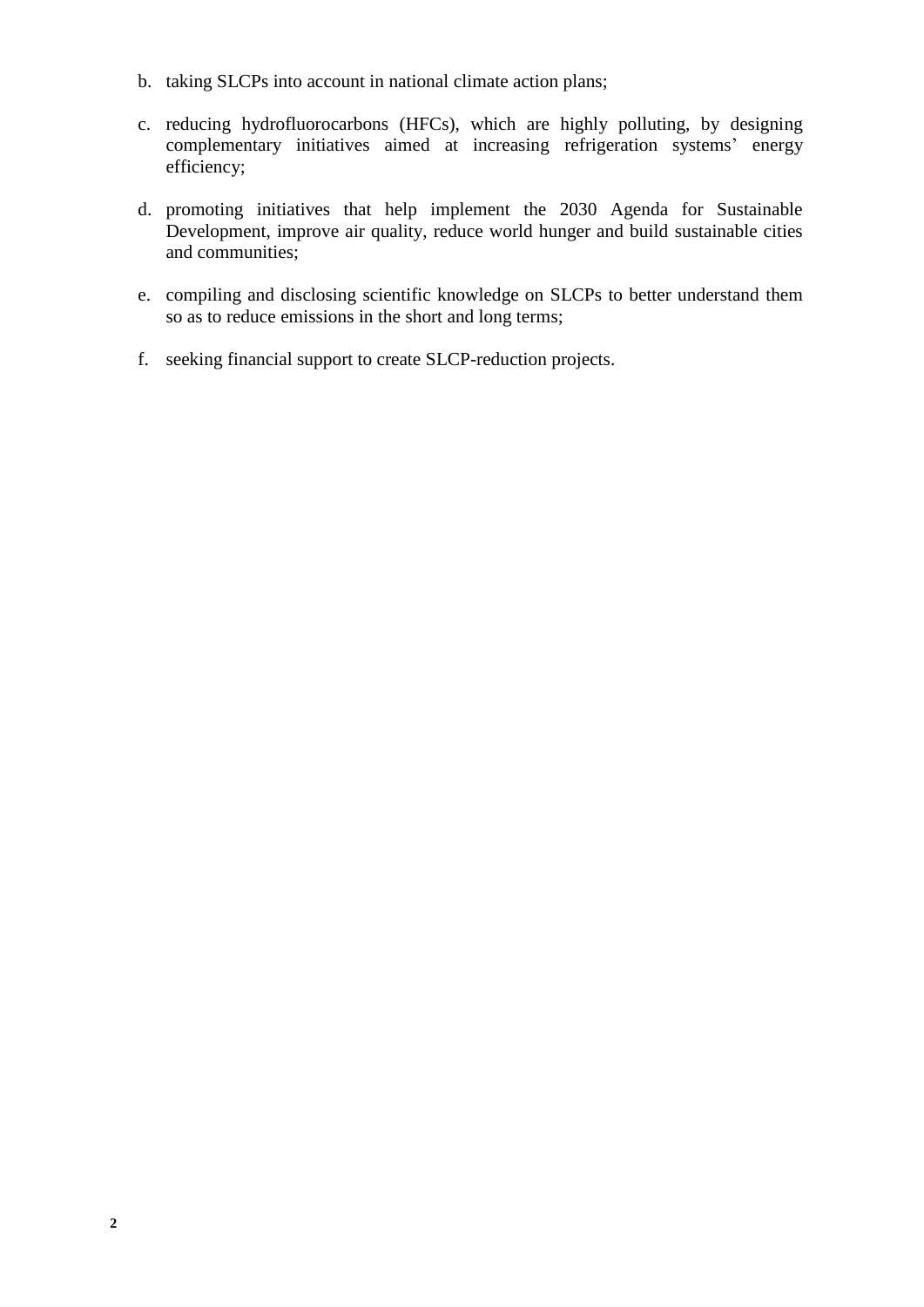b. taking SLCPs into account in national climate action plans;

c. reducing hydrofluorocarbons (HFCs), which are highly polluting, by designing complementary initiatives aimed at increasing refrigeration systems' energy efficiency;

d. promoting initiatives that help implement the 2030 Agenda for Sustainable Development, improve air quality, reduce world hunger and build sustainable cities and communities;

e. compiling and disclosing scientific knowledge on SLCPs to better understand them so as to reduce emissions in the short and long terms;

f. seeking financial support to create SLCP-reduction projects.